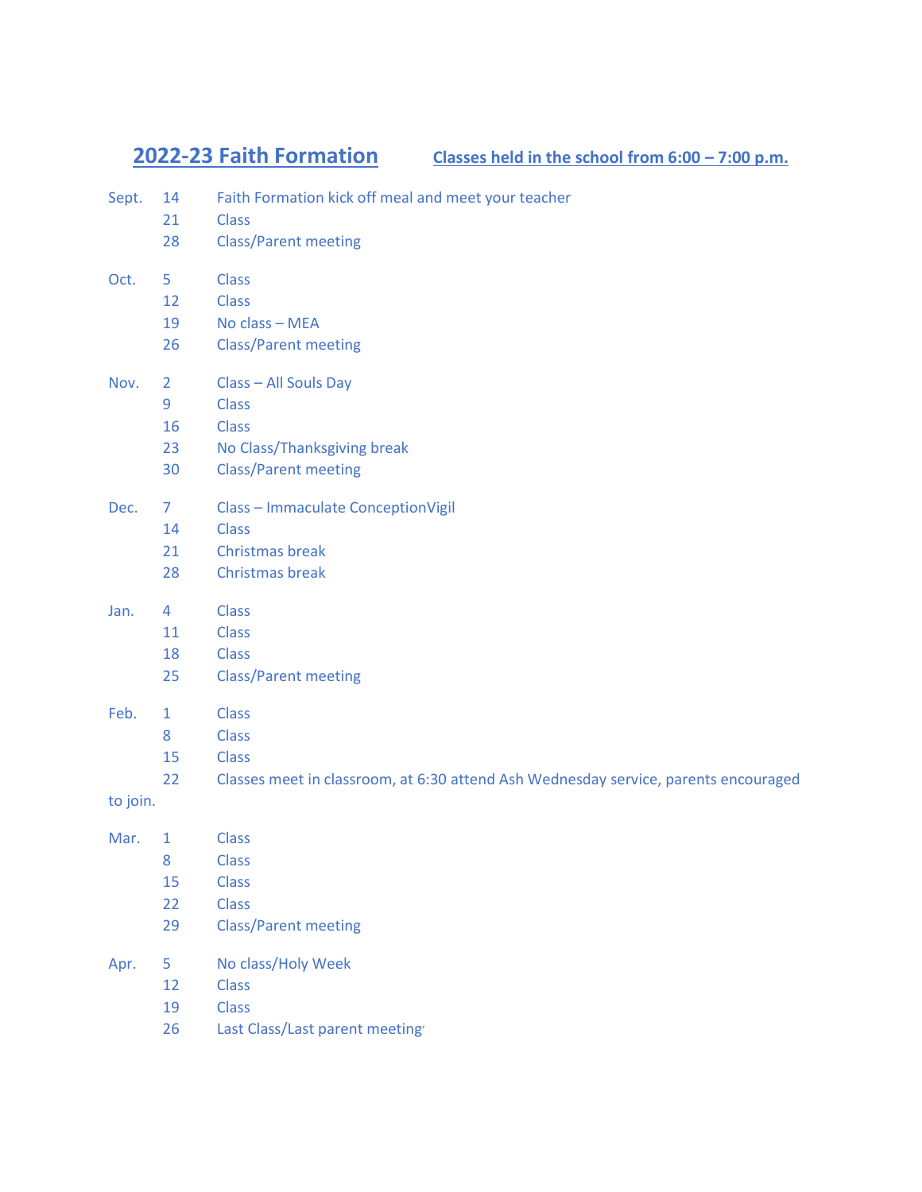# 2022-23 Faith Formation

**Classes held in the school from 6:00 – 7:00 p.m.**

Sept. 14 Faith Formation kick off meal and meet your teacher
21 Class
28 Class/Parent meeting

Oct. 5 Class
12 Class
19 No class – MEA
26 Class/Parent meeting

Nov. 2 Class – All Souls Day
9 Class
16 Class
23 No Class/Thanksgiving break
30 Class/Parent meeting

Dec. 7 Class – Immaculate ConceptionVigil
14 Class
21 Christmas break
28 Christmas break

Jan. 4 Class
11 Class
18 Class
25 Class/Parent meeting

Feb. 1 Class
8 Class
15 Class
22 Classes meet in classroom, at 6:30 attend Ash Wednesday service, parents encouraged to join.

Mar. 1 Class
8 Class
15 Class
22 Class
29 Class/Parent meeting

Apr. 5 No class/Holy Week
12 Class
19 Class
26 Last Class/Last parent meeting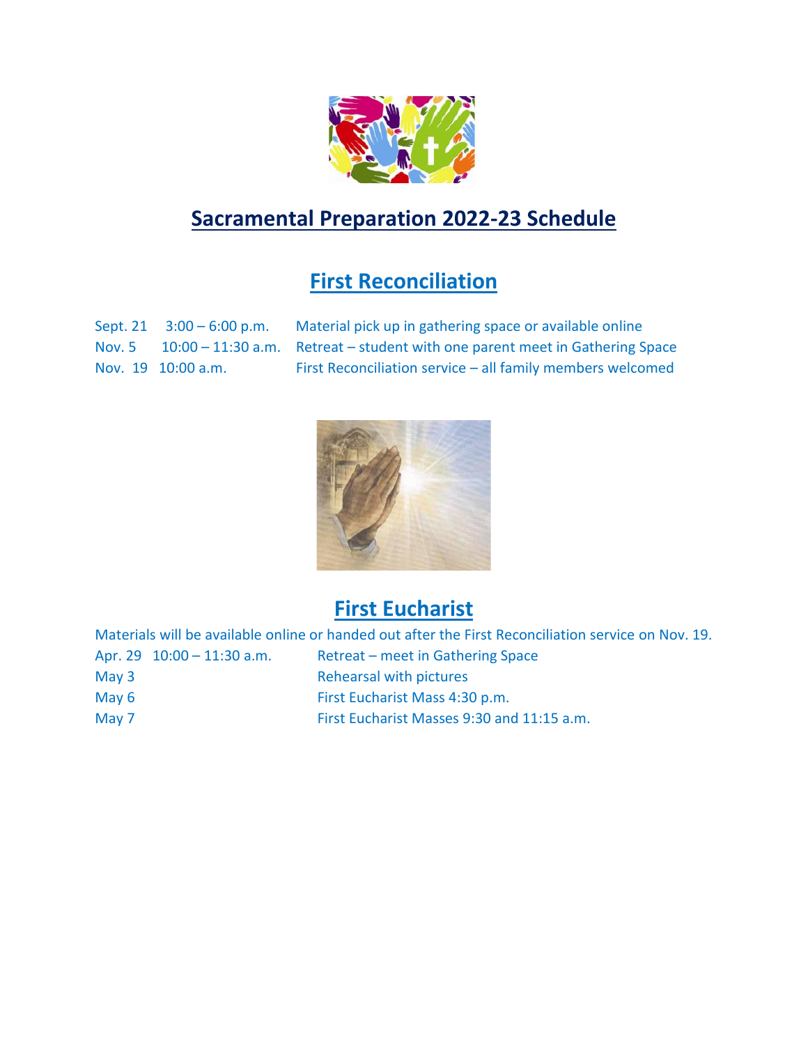# Sacramental Preparation 2022-23 Schedule

## First Reconciliation

| | | |
|---|---|---|
| Sept. 21 | 3:00 – 6:00 p.m. | Material pick up in gathering space or available online |
| Nov. 5 | 10:00 – 11:30 a.m. | Retreat – student with one parent meet in Gathering Space |
| Nov. 19 | 10:00 a.m. | First Reconciliation service – all family members welcomed |

## First Eucharist

Materials will be available online or handed out after the First Reconciliation service on Nov. 19.

| | | |
|---|---|---|
| Apr. 29 | 10:00 – 11:30 a.m. | Retreat – meet in Gathering Space |
| May 3 | | Rehearsal with pictures |
| May 6 | | First Eucharist Mass 4:30 p.m. |
| May 7 | | First Eucharist Masses 9:30 and 11:15 a.m. |